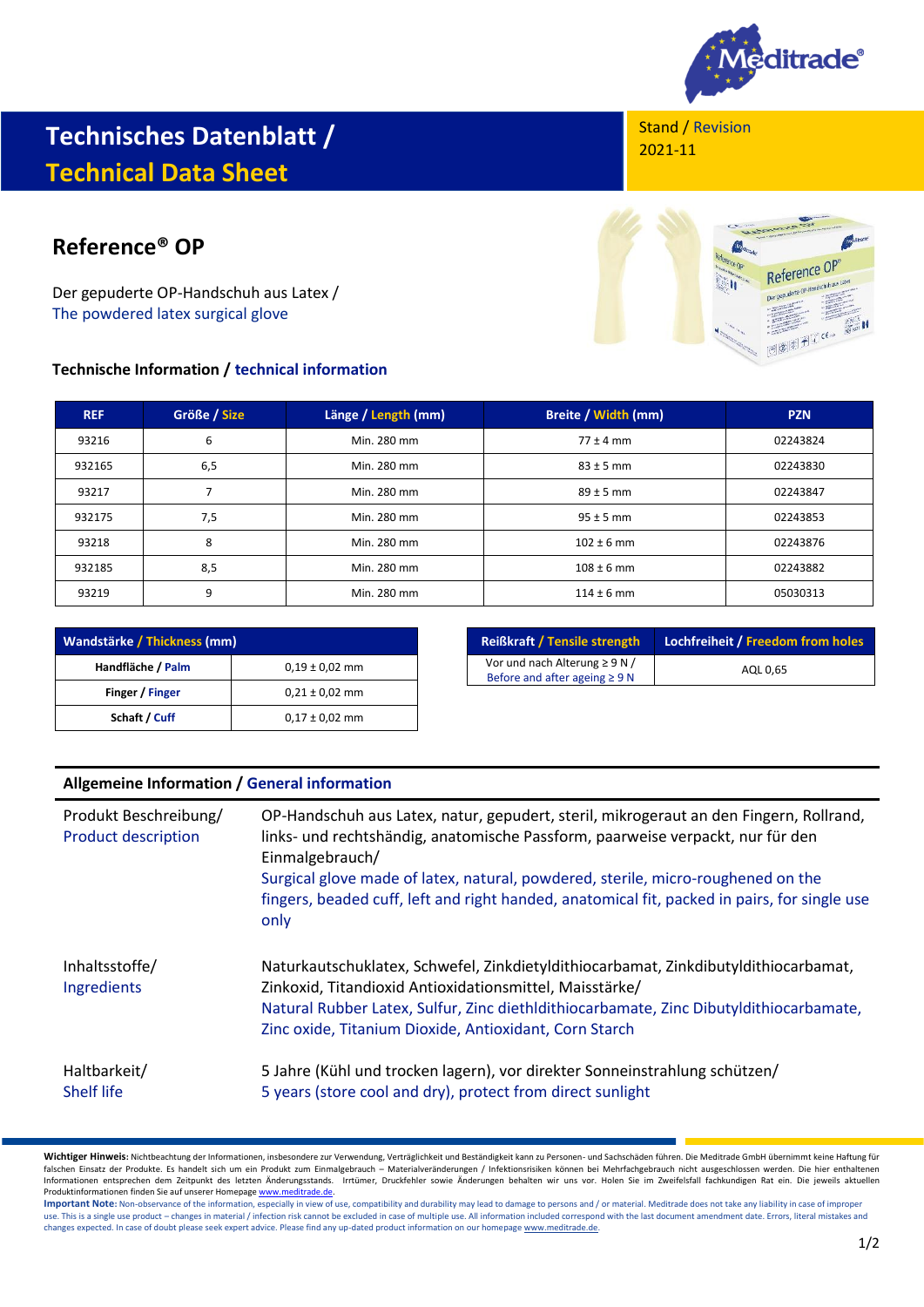# Technisches Datenblatt / Technical Data Sheet

Stand / Revision
2021-11

## Reference® OP

Der gepuderte OP-Handschuh aus Latex /
The powdered latex surgical glove

### Technische Information / technical information

| REF | Größe / Size | Länge / Length (mm) | Breite / Width (mm) | PZN |
|---|---|---|---|---|
| 93216 | 6 | Min. 280 mm | 77 ± 4 mm | 02243824 |
| 932165 | 6,5 | Min. 280 mm | 83 ± 5 mm | 02243830 |
| 93217 | 7 | Min. 280 mm | 89 ± 5 mm | 02243847 |
| 932175 | 7,5 | Min. 280 mm | 95 ± 5 mm | 02243853 |
| 93218 | 8 | Min. 280 mm | 102 ± 6 mm | 02243876 |
| 932185 | 8,5 | Min. 280 mm | 108 ± 6 mm | 02243882 |
| 93219 | 9 | Min. 280 mm | 114 ± 6 mm | 05030313 |

| Wandstärke / Thickness (mm) | |
|---|---|
| **Handfläche / Palm** | 0,19 ± 0,02 mm |
| **Finger / Finger** | 0,21 ± 0,02 mm |
| **Schaft / Cuff** | 0,17 ± 0,02 mm |

| Reißkraft / Tensile strength | Lochfreiheit / Freedom from holes |
|---|---|
| Vor und nach Alterung ≥ 9 N / Before and after ageing ≥ 9 N | AQL 0,65 |

### Allgemeine Information / General information

**Produkt Beschreibung/ Product description**

OP-Handschuh aus Latex, natur, gepudert, steril, mikrogeraut an den Fingern, Rollrand, links- und rechtshändig, anatomische Passform, paarweise verpackt, nur für den Einmalgebrauch/
Surgical glove made of latex, natural, powdered, sterile, micro-roughened on the fingers, beaded cuff, left and right handed, anatomical fit, packed in pairs, for single use only

**Inhaltsstoffe/ Ingredients**

Naturkautschuklatex, Schwefel, Zinkdietyldithiocarbamat, Zinkdibutyldithiocarbamat, Zinkoxid, Titandioxid Antioxidationsmittel, Maisstärke/
Natural Rubber Latex, Sulfur, Zinc diethldithiocarbamate, Zinc Dibutyldithiocarbamate, Zinc oxide, Titanium Dioxide, Antioxidant, Corn Starch

**Haltbarkeit/ Shelf life**

5 Jahre (Kühl und trocken lagern), vor direkter Sonneinstrahlung schützen/
5 years (store cool and dry), protect from direct sunlight

**Wichtiger Hinweis:** Nichtbeachtung der Informationen, insbesondere zur Verwendung, Verträglichkeit und Beständigkeit kann zu Personen- und Sachschäden führen. Die Meditrade GmbH übernimmt keine Haftung für falschen Einsatz der Produkte. Es handelt sich um ein Produkt zum Einmalgebrauch – Materialveränderungen / Infektionsrisiken können bei Mehrfachgebrauch nicht ausgeschlossen werden. Die hier enthaltenen Informationen entsprechen dem Zeitpunkt des letzten Änderungsstands. Irrtümer, Druckfehler sowie Änderungen behalten wir uns vor. Holen Sie im Zweifelsfall fachkundigen Rat ein. Die jeweils aktuellen Produktinformationen finden Sie auf unserer Homepage www.meditrade.de.

**Important Note:** Non-observance of the information, especially in view of use, compatibility and durability may lead to damage to persons and / or material. Meditrade does not take any liability in case of improper use. This is a single use product – changes in material / infection risk cannot be excluded in case of multiple use. All information included correspond with the last document amendment date. Errors, literal mistakes and changes expected. In case of doubt please seek expert advice. Please find any up-dated product information on our homepage www.meditrade.de.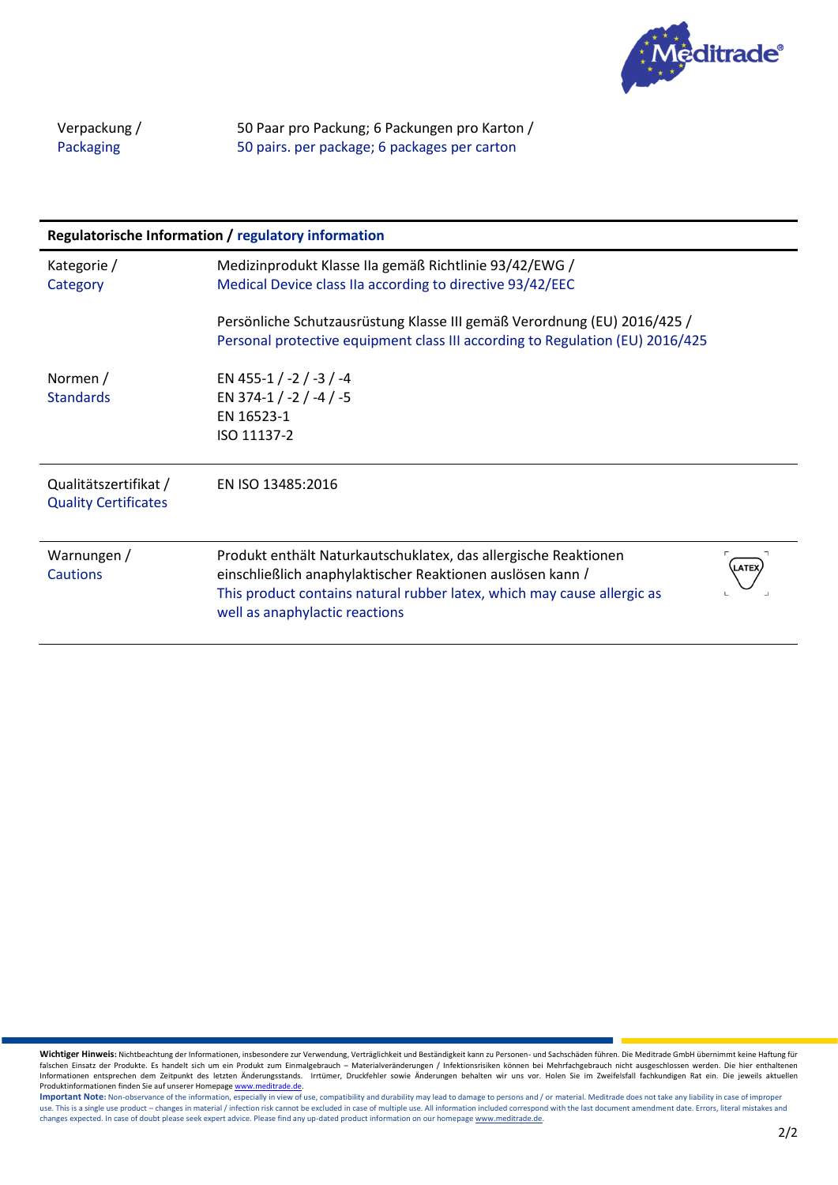| | |
|---|---|
| Verpackung / Packaging | 50 Paar pro Packung; 6 Packungen pro Karton / 50 pairs. per package; 6 packages per carton |

## Regulatorische Information / regulatory information

| | |
|---|---|
| Kategorie / Category | Medizinprodukt Klasse IIa gemäß Richtlinie 93/42/EWG / Medical Device class IIa according to directive 93/42/EEC<br><br>Persönliche Schutzausrüstung Klasse III gemäß Verordnung (EU) 2016/425 / Personal protective equipment class III according to Regulation (EU) 2016/425 |
| Normen / Standards | EN 455-1 / -2 / -3 / -4<br>EN 374-1 / -2 / -4 / -5<br>EN 16523-1<br>ISO 11137-2 |
| Qualitätszertifikat / Quality Certificates | EN ISO 13485:2016 |
| Warnungen / Cautions | Produkt enthält Naturkautschuklatex, das allergische Reaktionen einschließlich anaphylaktischer Reaktionen auslösen kann / This product contains natural rubber latex, which may cause allergic as well as anaphylactic reactions<br>LATEX |

**Wichtiger Hinweis:** Nichtbeachtung der Informationen, insbesondere zur Verwendung, Verträglichkeit und Beständigkeit kann zu Personen- und Sachschäden führen. Die Meditrade GmbH übernimmt keine Haftung für falschen Einsatz der Produkte. Es handelt sich um ein Produkt zum Einmalgebrauch – Materialveränderungen / Infektionsrisiken können bei Mehrfachgebrauch nicht ausgeschlossen werden. Die hier enthaltenen Informationen entsprechen dem Zeitpunkt des letzten Änderungsstands. Irrtümer, Druckfehler sowie Änderungen behalten wir uns vor. Holen Sie im Zweifelsfall fachkundigen Rat ein. Die jeweils aktuellen Produktinformationen finden Sie auf unserer Homepage www.meditrade.de.

**Important Note:** Non-observance of the information, especially in view of use, compatibility and durability may lead to damage to persons and / or material. Meditrade does not take any liability in case of improper use. This is a single use product – changes in material / infection risk cannot be excluded in case of multiple use. All information included correspond with the last document amendment date. Errors, literal mistakes and changes expected. In case of doubt please seek expert advice. Please find any up-dated product information on our homepage www.meditrade.de.